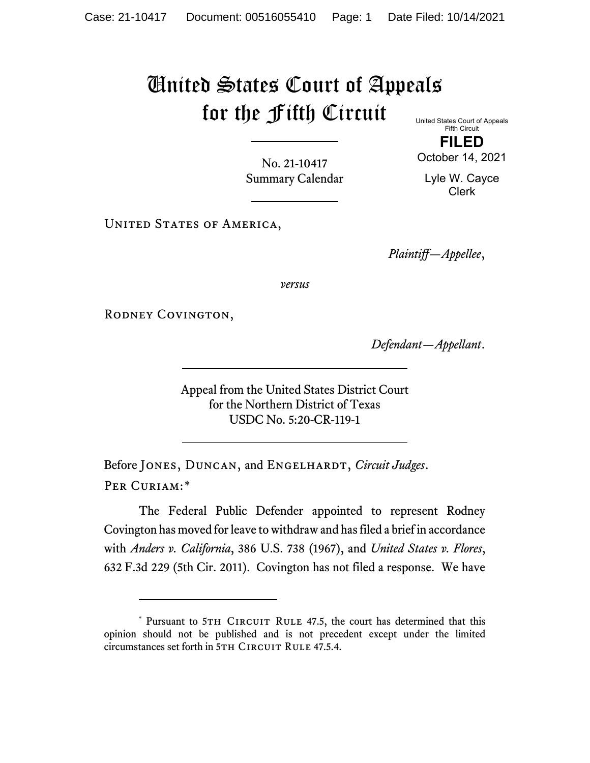# United States Court of Appeals for the Fifth Circuit

United States Court of Appeals
Fifth Circuit

**FILED**

October 14, 2021

Lyle W. Cayce
Clerk

No. 21-10417
Summary Calendar

---

United States of America,

*Plaintiff—Appellee*,

*versus*

Rodney Covington,

*Defendant—Appellant*.

---

Appeal from the United States District Court
for the Northern District of Texas
USDC No. 5:20-CR-119-1

---

Before Jones, Duncan, and Engelhardt, *Circuit Judges*.

Per Curiam:*

The Federal Public Defender appointed to represent Rodney Covington has moved for leave to withdraw and has filed a brief in accordance with *Anders v. California*, 386 U.S. 738 (1967), and *United States v. Flores*, 632 F.3d 229 (5th Cir. 2011). Covington has not filed a response. We have

---

* Pursuant to 5th Circuit Rule 47.5, the court has determined that this opinion should not be published and is not precedent except under the limited circumstances set forth in 5th Circuit Rule 47.5.4.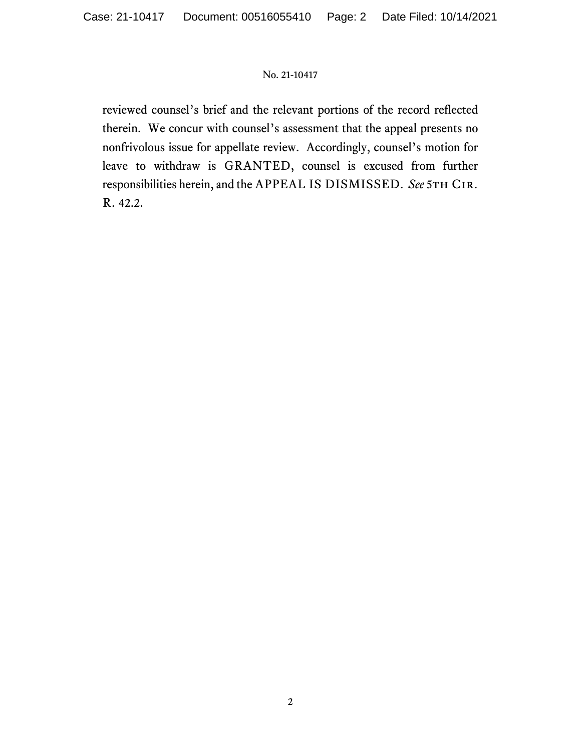reviewed counsel's brief and the relevant portions of the record reflected therein. We concur with counsel's assessment that the appeal presents no nonfrivolous issue for appellate review. Accordingly, counsel's motion for leave to withdraw is GRANTED, counsel is excused from further responsibilities herein, and the APPEAL IS DISMISSED. *See* 5TH CIR. R. 42.2.